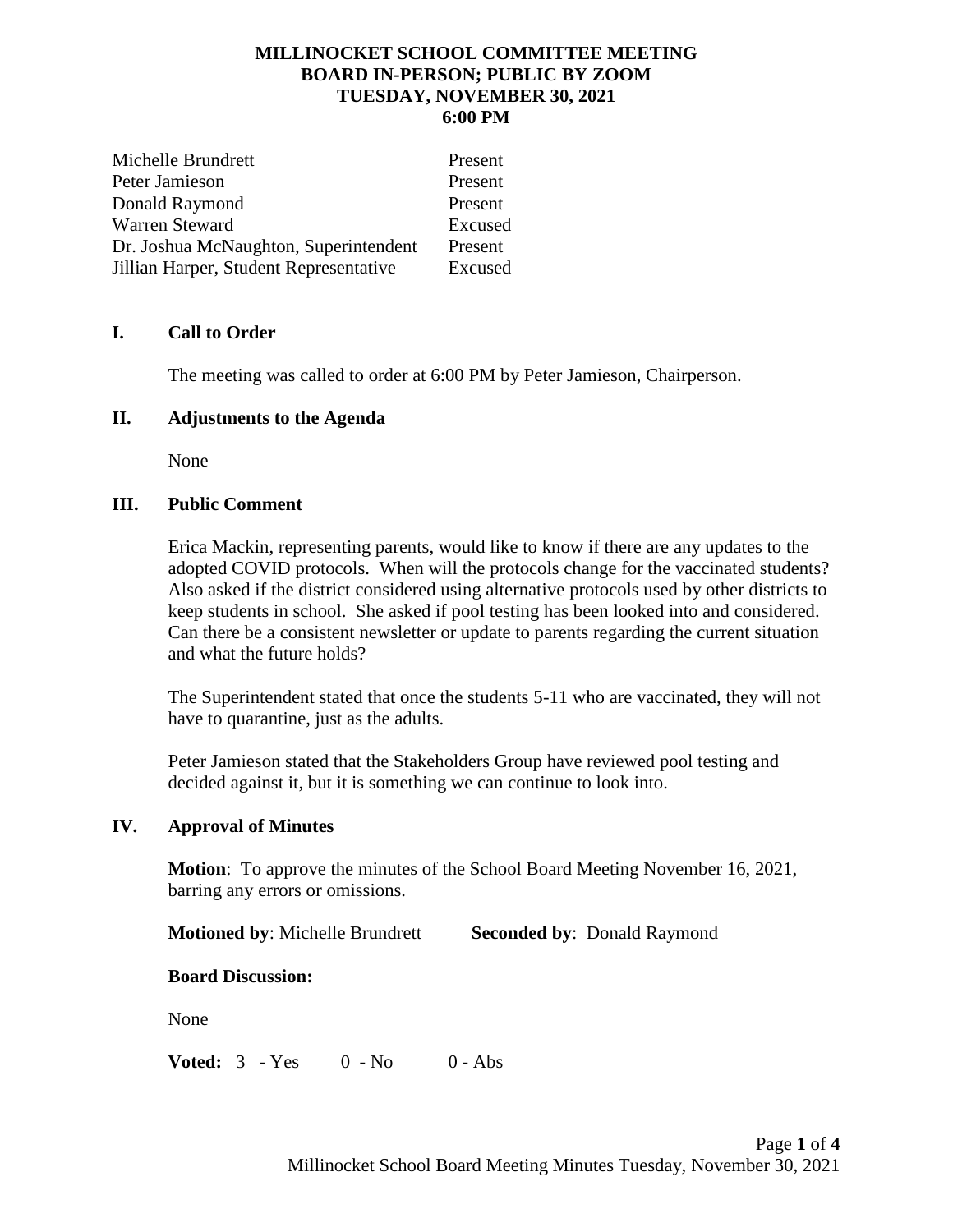# MILLINOCKET SCHOOL COMMITTEE MEETING
## BOARD IN-PERSON; PUBLIC BY ZOOM
## TUESDAY, NOVEMBER 30, 2021
## 6:00 PM

| | |
|---|---|
| Michelle Brundrett | Present |
| Peter Jamieson | Present |
| Donald Raymond | Present |
| Warren Steward | Excused |
| Dr. Joshua McNaughton, Superintendent | Present |
| Jillian Harper, Student Representative | Excused |

## I. Call to Order

The meeting was called to order at 6:00 PM by Peter Jamieson, Chairperson.

## II. Adjustments to the Agenda

None

## III. Public Comment

Erica Mackin, representing parents, would like to know if there are any updates to the adopted COVID protocols. When will the protocols change for the vaccinated students? Also asked if the district considered using alternative protocols used by other districts to keep students in school. She asked if pool testing has been looked into and considered. Can there be a consistent newsletter or update to parents regarding the current situation and what the future holds?

The Superintendent stated that once the students 5-11 who are vaccinated, they will not have to quarantine, just as the adults.

Peter Jamieson stated that the Stakeholders Group have reviewed pool testing and decided against it, but it is something we can continue to look into.

## IV. Approval of Minutes

**Motion**: To approve the minutes of the School Board Meeting November 16, 2021, barring any errors or omissions.

**Motioned by**: Michelle Brundrett **Seconded by**: Donald Raymond

**Board Discussion:**

None

**Voted:** 3 - Yes 0 - No 0 - Abs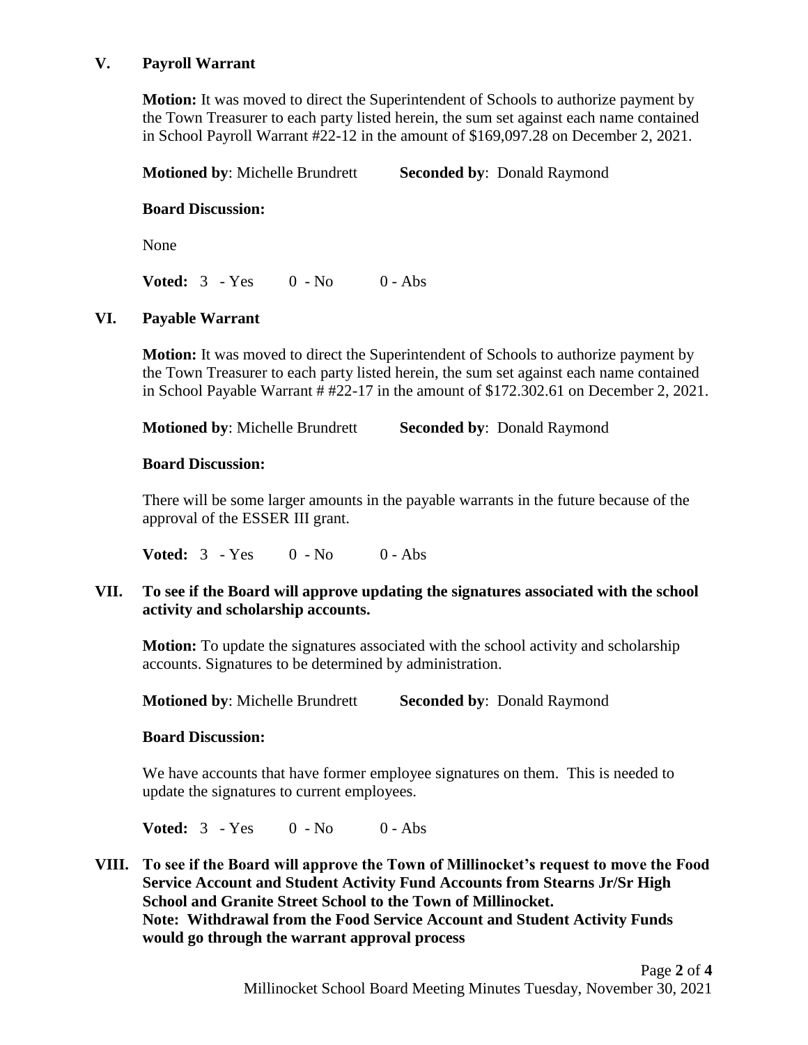## V. Payroll Warrant

**Motion:** It was moved to direct the Superintendent of Schools to authorize payment by the Town Treasurer to each party listed herein, the sum set against each name contained in School Payroll Warrant #22-12 in the amount of $169,097.28 on December 2, 2021.

**Motioned by**: Michelle Brundrett **Seconded by**: Donald Raymond

**Board Discussion:**

None

**Voted:** 3 - Yes 0 - No 0 - Abs

## VI. Payable Warrant

**Motion:** It was moved to direct the Superintendent of Schools to authorize payment by the Town Treasurer to each party listed herein, the sum set against each name contained in School Payable Warrant # #22-17 in the amount of $172.302.61 on December 2, 2021.

**Motioned by**: Michelle Brundrett **Seconded by**: Donald Raymond

**Board Discussion:**

There will be some larger amounts in the payable warrants in the future because of the approval of the ESSER III grant.

**Voted:** 3 - Yes 0 - No 0 - Abs

## VII. To see if the Board will approve updating the signatures associated with the school activity and scholarship accounts.

**Motion:** To update the signatures associated with the school activity and scholarship accounts. Signatures to be determined by administration.

**Motioned by**: Michelle Brundrett **Seconded by**: Donald Raymond

**Board Discussion:**

We have accounts that have former employee signatures on them. This is needed to update the signatures to current employees.

**Voted:** 3 - Yes 0 - No 0 - Abs

## VIII. To see if the Board will approve the Town of Millinocket's request to move the Food Service Account and Student Activity Fund Accounts from Stearns Jr/Sr High School and Granite Street School to the Town of Millinocket.

**Note: Withdrawal from the Food Service Account and Student Activity Funds would go through the warrant approval process**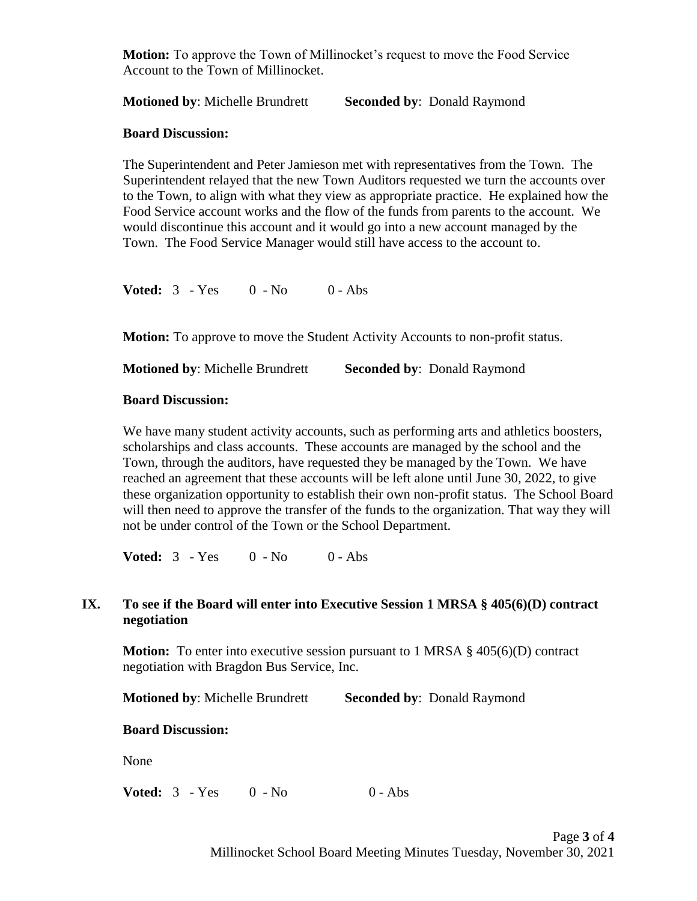**Motion:** To approve the Town of Millinocket's request to move the Food Service Account to the Town of Millinocket.

**Motioned by**: Michelle Brundrett **Seconded by**: Donald Raymond

**Board Discussion:**

The Superintendent and Peter Jamieson met with representatives from the Town. The Superintendent relayed that the new Town Auditors requested we turn the accounts over to the Town, to align with what they view as appropriate practice. He explained how the Food Service account works and the flow of the funds from parents to the account. We would discontinue this account and it would go into a new account managed by the Town. The Food Service Manager would still have access to the account to.

**Voted:** 3 - Yes 0 - No 0 - Abs

**Motion:** To approve to move the Student Activity Accounts to non-profit status.

**Motioned by**: Michelle Brundrett **Seconded by**: Donald Raymond

**Board Discussion:**

We have many student activity accounts, such as performing arts and athletics boosters, scholarships and class accounts. These accounts are managed by the school and the Town, through the auditors, have requested they be managed by the Town. We have reached an agreement that these accounts will be left alone until June 30, 2022, to give these organization opportunity to establish their own non-profit status. The School Board will then need to approve the transfer of the funds to the organization. That way they will not be under control of the Town or the School Department.

**Voted:** 3 - Yes 0 - No 0 - Abs

## IX. To see if the Board will enter into Executive Session 1 MRSA § 405(6)(D) contract negotiation

**Motion:** To enter into executive session pursuant to 1 MRSA § 405(6)(D) contract negotiation with Bragdon Bus Service, Inc.

**Motioned by**: Michelle Brundrett **Seconded by**: Donald Raymond

**Board Discussion:**

None

**Voted:** 3 - Yes 0 - No 0 - Abs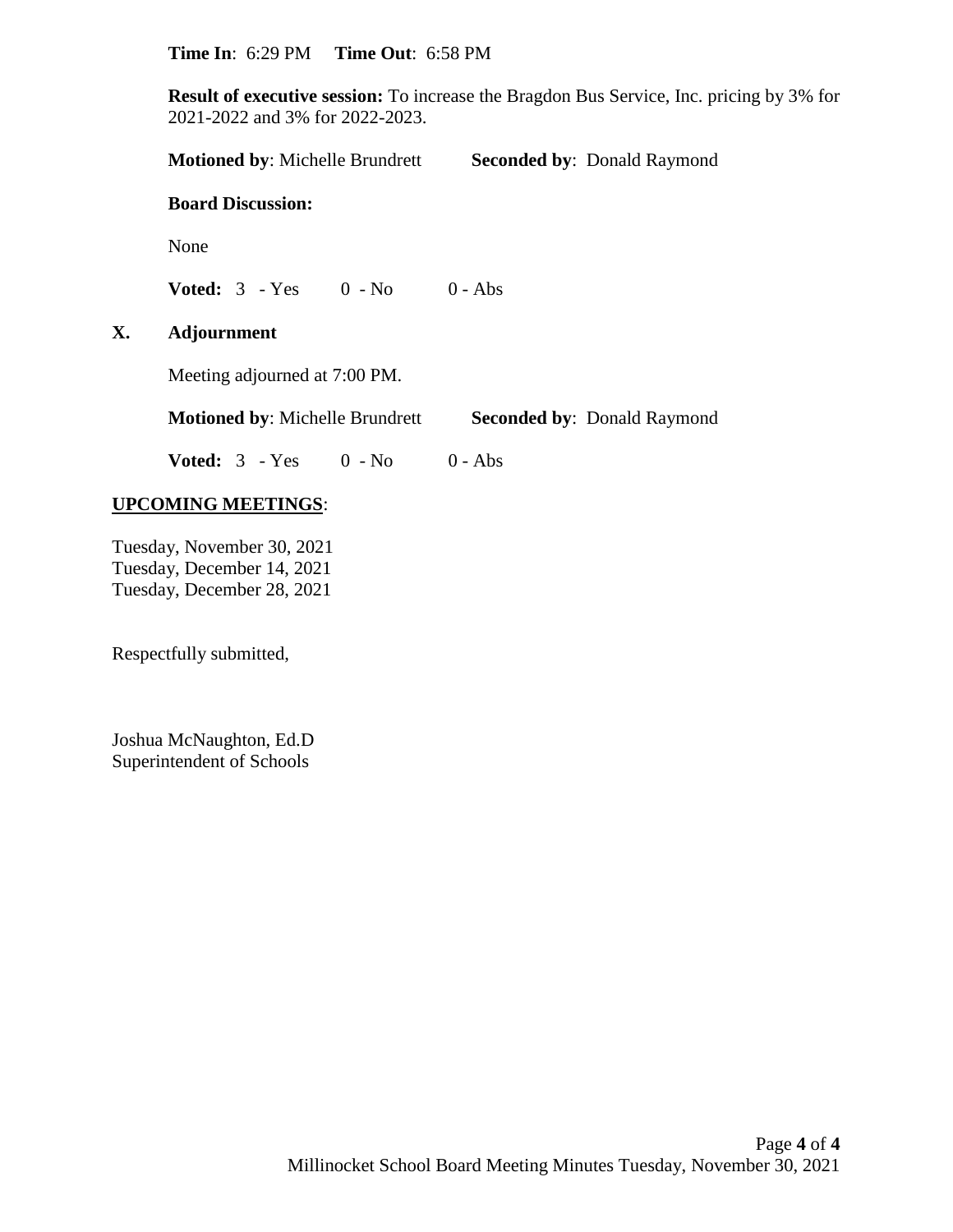**Time In**: 6:29 PM **Time Out**: 6:58 PM

**Result of executive session:** To increase the Bragdon Bus Service, Inc. pricing by 3% for 2021-2022 and 3% for 2022-2023.

**Motioned by**: Michelle Brundrett **Seconded by**: Donald Raymond

**Board Discussion:**

None

**Voted:** 3 - Yes 0 - No 0 - Abs

## X. Adjournment

Meeting adjourned at 7:00 PM.

**Motioned by**: Michelle Brundrett **Seconded by**: Donald Raymond

**Voted:** 3 - Yes 0 - No 0 - Abs

**UPCOMING MEETINGS**:

Tuesday, November 30, 2021
Tuesday, December 14, 2021
Tuesday, December 28, 2021

Respectfully submitted,

Joshua McNaughton, Ed.D
Superintendent of Schools